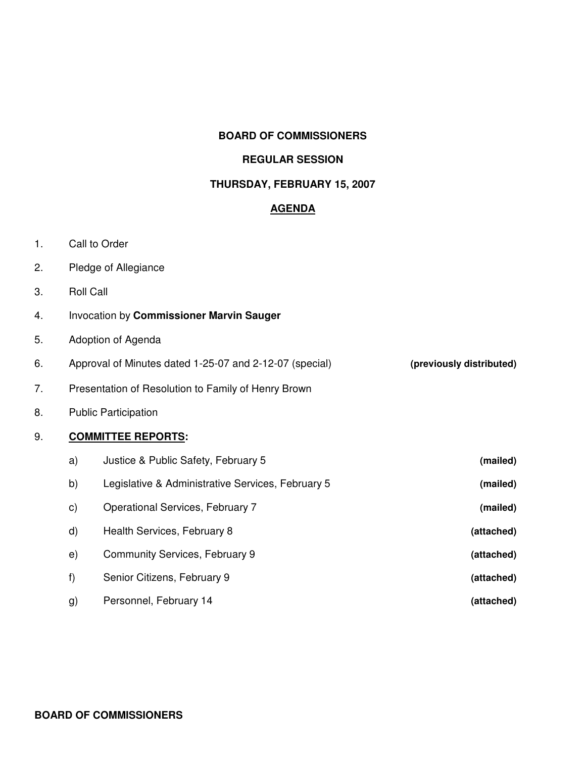# BOARD OF COMMISSIONERS

## REGULAR SESSION

## THURSDAY, FEBRUARY 15, 2007

## AGENDA

1. Call to Order
2. Pledge of Allegiance
3. Roll Call
4. Invocation by **Commissioner Marvin Sauger**
5. Adoption of Agenda
6. Approval of Minutes dated 1-25-07 and 2-12-07 (special) **(previously distributed)**
7. Presentation of Resolution to Family of Henry Brown
8. Public Participation
9. **COMMITTEE REPORTS:**
    a) Justice & Public Safety, February 5 **(mailed)**
    b) Legislative & Administrative Services, February 5 **(mailed)**
    c) Operational Services, February 7 **(mailed)**
    d) Health Services, February 8 **(attached)**
    e) Community Services, February 9 **(attached)**
    f) Senior Citizens, February 9 **(attached)**
    g) Personnel, February 14 **(attached)**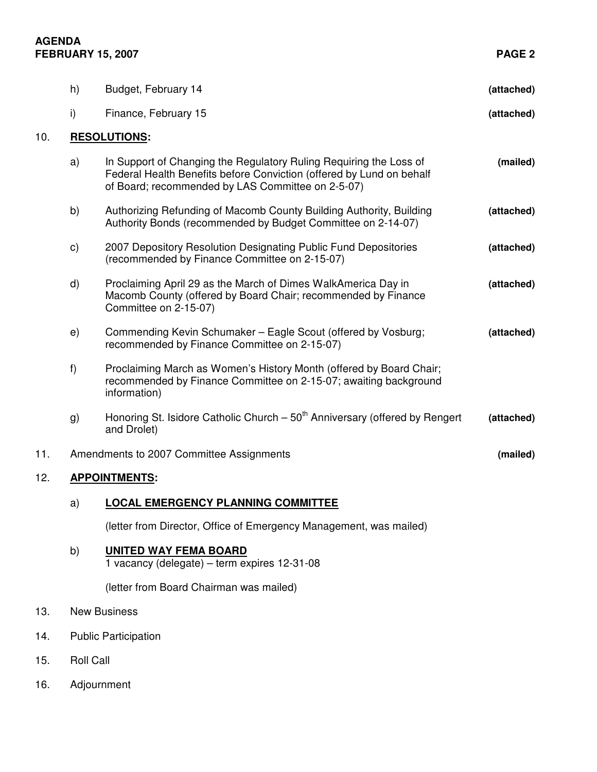h) Budget, February 14 **(attached)**

i) Finance, February 15 **(attached)**

10. **RESOLUTIONS:**

   a) In Support of Changing the Regulatory Ruling Requiring the Loss of Federal Health Benefits before Conviction (offered by Lund on behalf of Board; recommended by LAS Committee on 2-5-07) **(mailed)**

   b) Authorizing Refunding of Macomb County Building Authority, Building Authority Bonds (recommended by Budget Committee on 2-14-07) **(attached)**

   c) 2007 Depository Resolution Designating Public Fund Depositories (recommended by Finance Committee on 2-15-07) **(attached)**

   d) Proclaiming April 29 as the March of Dimes WalkAmerica Day in Macomb County (offered by Board Chair; recommended by Finance Committee on 2-15-07) **(attached)**

   e) Commending Kevin Schumaker – Eagle Scout (offered by Vosburg; recommended by Finance Committee on 2-15-07) **(attached)**

   f) Proclaiming March as Women's History Month (offered by Board Chair; recommended by Finance Committee on 2-15-07; awaiting background information)

   g) Honoring St. Isidore Catholic Church – 50th Anniversary (offered by Rengert and Drolet) **(attached)**

11. Amendments to 2007 Committee Assignments **(mailed)**

12. **APPOINTMENTS:**

   a) **LOCAL EMERGENCY PLANNING COMMITTEE**

   (letter from Director, Office of Emergency Management, was mailed)

   b) **UNITED WAY FEMA BOARD**
   1 vacancy (delegate) – term expires 12-31-08

   (letter from Board Chairman was mailed)

13. New Business

14. Public Participation

15. Roll Call

16. Adjournment